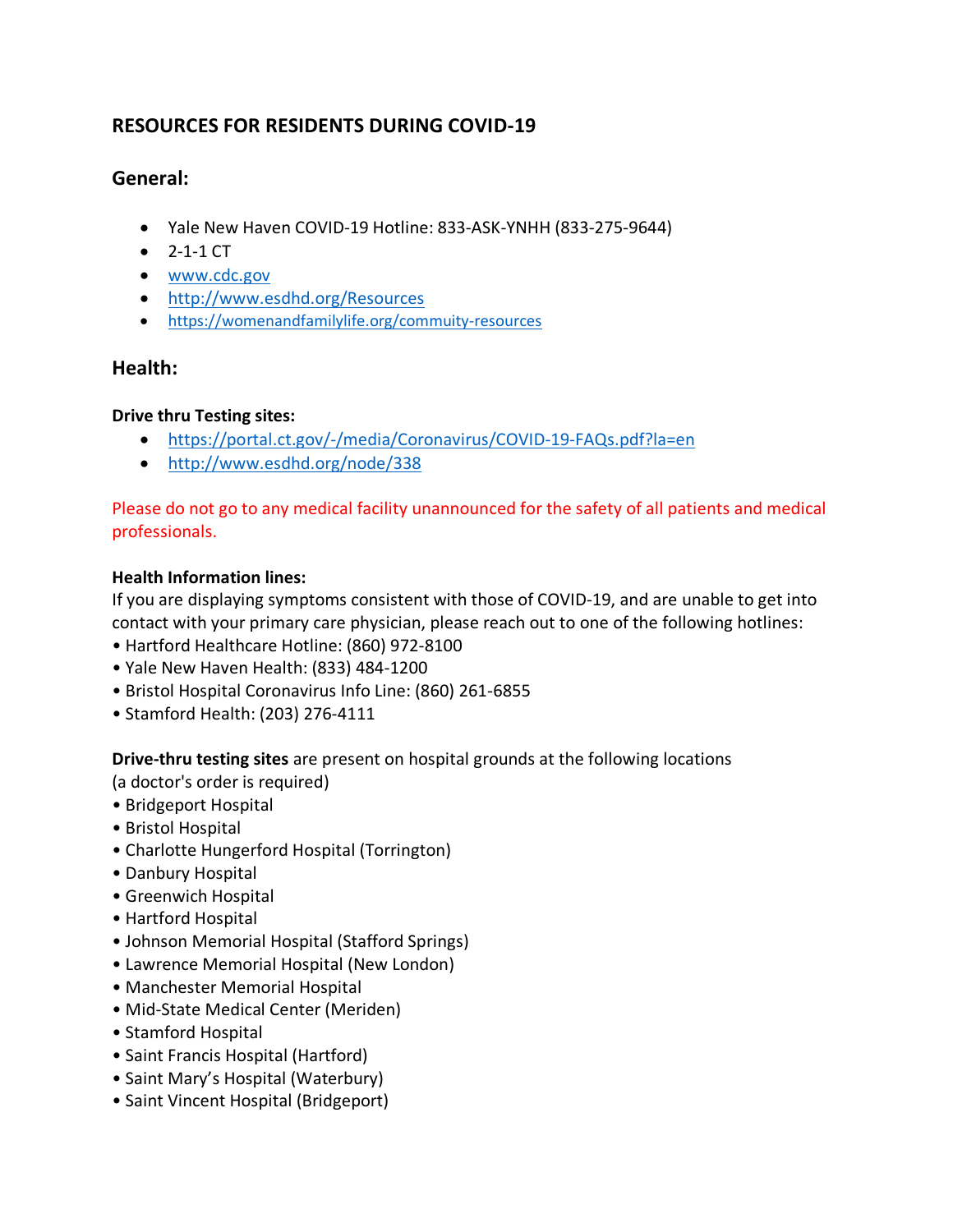# RESOURCES FOR RESIDENTS DURING COVID-19

## General:

- Yale New Haven COVID-19 Hotline: 833-ASK-YNHH (833-275-9644)
- 2-1-1 CT
- www.cdc.gov
- http://www.esdhd.org/Resources
- https://womenandfamilylife.org/commuity-resources

## Health:

**Drive thru Testing sites:**

- https://portal.ct.gov/-/media/Coronavirus/COVID-19-FAQs.pdf?la=en
- http://www.esdhd.org/node/338

Please do not go to any medical facility unannounced for the safety of all patients and medical professionals.

**Health Information lines:**
If you are displaying symptoms consistent with those of COVID-19, and are unable to get into contact with your primary care physician, please reach out to one of the following hotlines:

- Hartford Healthcare Hotline: (860) 972-8100
- Yale New Haven Health: (833) 484-1200
- Bristol Hospital Coronavirus Info Line: (860) 261-6855
- Stamford Health: (203) 276-4111

**Drive-thru testing sites** are present on hospital grounds at the following locations (a doctor's order is required)

- Bridgeport Hospital
- Bristol Hospital
- Charlotte Hungerford Hospital (Torrington)
- Danbury Hospital
- Greenwich Hospital
- Hartford Hospital
- Johnson Memorial Hospital (Stafford Springs)
- Lawrence Memorial Hospital (New London)
- Manchester Memorial Hospital
- Mid-State Medical Center (Meriden)
- Stamford Hospital
- Saint Francis Hospital (Hartford)
- Saint Mary's Hospital (Waterbury)
- Saint Vincent Hospital (Bridgeport)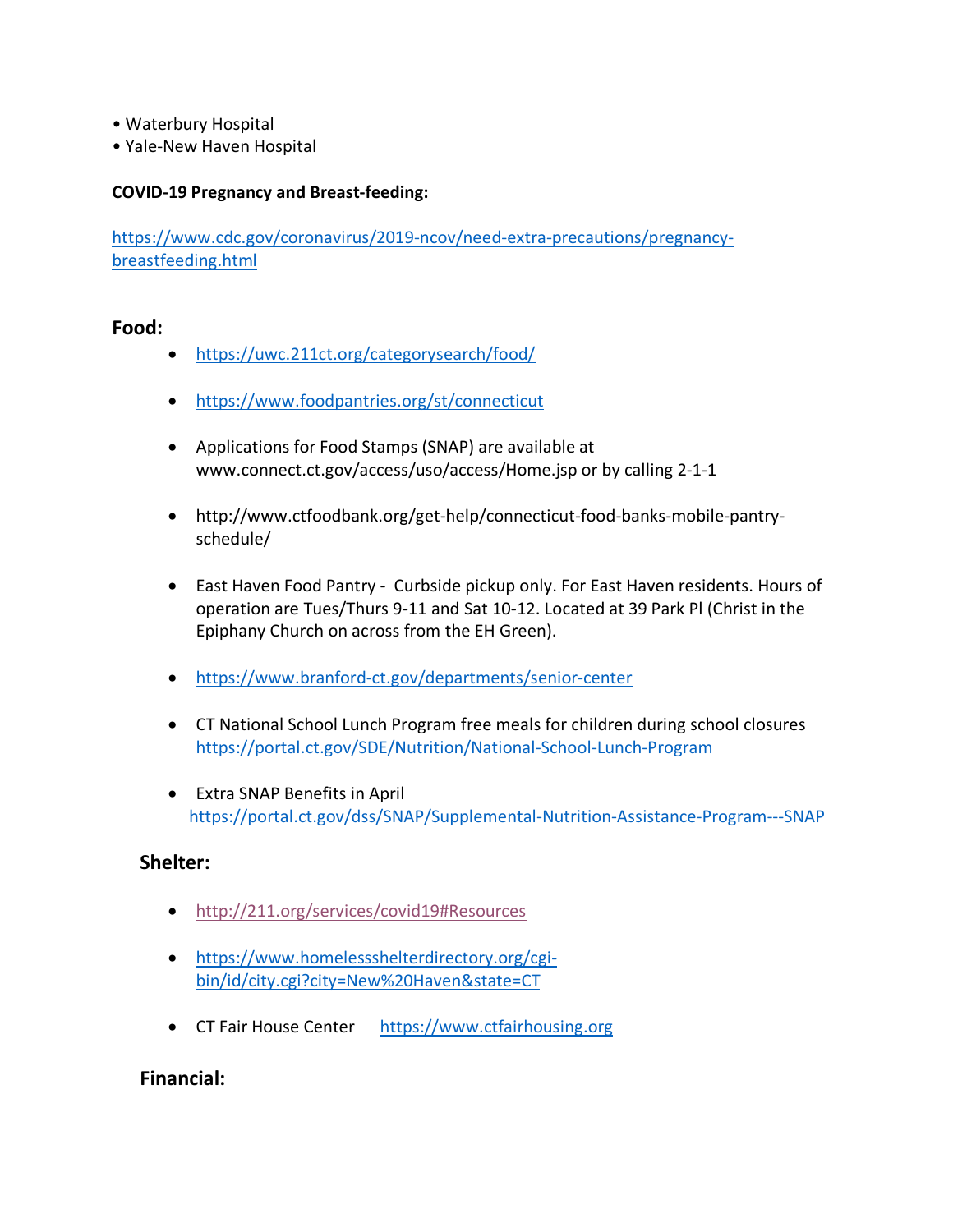- Waterbury Hospital
- Yale-New Haven Hospital

**COVID-19 Pregnancy and Breast-feeding:**

https://www.cdc.gov/coronavirus/2019-ncov/need-extra-precautions/pregnancy-breastfeeding.html

## Food:

- https://uwc.211ct.org/categorysearch/food/
- https://www.foodpantries.org/st/connecticut
- Applications for Food Stamps (SNAP) are available at www.connect.ct.gov/access/uso/access/Home.jsp or by calling 2-1-1
- http://www.ctfoodbank.org/get-help/connecticut-food-banks-mobile-pantry-schedule/
- East Haven Food Pantry - Curbside pickup only. For East Haven residents. Hours of operation are Tues/Thurs 9-11 and Sat 10-12. Located at 39 Park Pl (Christ in the Epiphany Church on across from the EH Green).
- https://www.branford-ct.gov/departments/senior-center
- CT National School Lunch Program free meals for children during school closures https://portal.ct.gov/SDE/Nutrition/National-School-Lunch-Program
- Extra SNAP Benefits in April https://portal.ct.gov/dss/SNAP/Supplemental-Nutrition-Assistance-Program---SNAP

## Shelter:

- http://211.org/services/covid19#Resources
- https://www.homelessshelterdirectory.org/cgi-bin/id/city.cgi?city=New%20Haven&state=CT
- CT Fair House Center https://www.ctfairhousing.org

## Financial: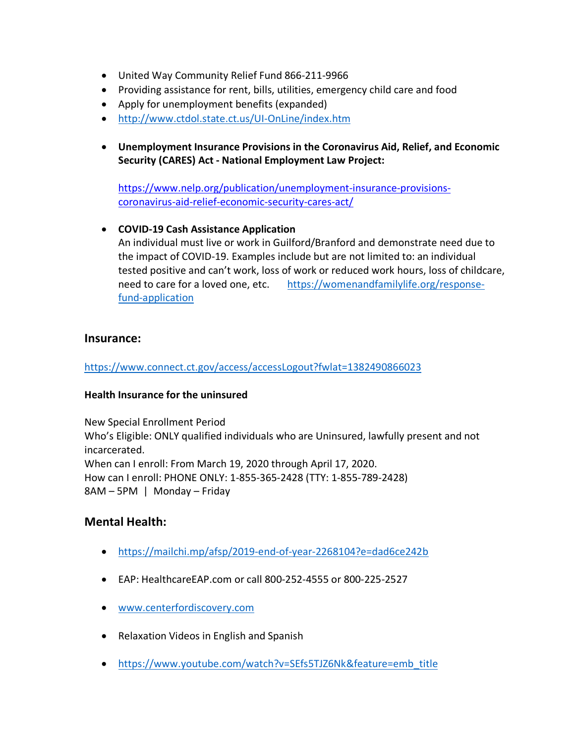- United Way Community Relief Fund 866-211-9966
- Providing assistance for rent, bills, utilities, emergency child care and food
- Apply for unemployment benefits (expanded)
- http://www.ctdol.state.ct.us/UI-OnLine/index.htm

- **Unemployment Insurance Provisions in the Coronavirus Aid, Relief, and Economic Security (CARES) Act - National Employment Law Project:**

  https://www.nelp.org/publication/unemployment-insurance-provisions-coronavirus-aid-relief-economic-security-cares-act/

- **COVID-19 Cash Assistance Application**
  An individual must live or work in Guilford/Branford and demonstrate need due to the impact of COVID-19. Examples include but are not limited to: an individual tested positive and can't work, loss of work or reduced work hours, loss of childcare, need to care for a loved one, etc. https://womenandfamilylife.org/response-fund-application

## Insurance:

https://www.connect.ct.gov/access/accessLogout?fwlat=1382490866023

**Health Insurance for the uninsured**

New Special Enrollment Period
Who's Eligible: ONLY qualified individuals who are Uninsured, lawfully present and not incarcerated.
When can I enroll: From March 19, 2020 through April 17, 2020.
How can I enroll: PHONE ONLY: 1-855-365-2428 (TTY: 1-855-789-2428)
8AM – 5PM | Monday – Friday

## Mental Health:

- https://mailchi.mp/afsp/2019-end-of-year-2268104?e=dad6ce242b

- EAP: HealthcareEAP.com or call 800-252-4555 or 800-225-2527

- www.centerfordiscovery.com

- Relaxation Videos in English and Spanish

- https://www.youtube.com/watch?v=SEfs5TJZ6Nk&feature=emb_title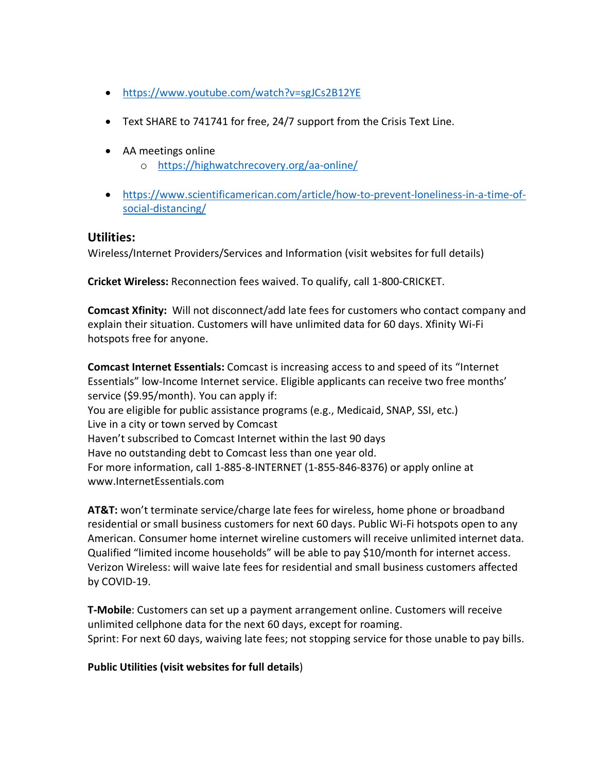- https://www.youtube.com/watch?v=sgJCs2B12YE

- Text SHARE to 741741 for free, 24/7 support from the Crisis Text Line.

- AA meetings online
    - https://highwatchrecovery.org/aa-online/

- https://www.scientificamerican.com/article/how-to-prevent-loneliness-in-a-time-of-social-distancing/

## Utilities:

Wireless/Internet Providers/Services and Information (visit websites for full details)

**Cricket Wireless:** Reconnection fees waived. To qualify, call 1-800-CRICKET.

**Comcast Xfinity:** Will not disconnect/add late fees for customers who contact company and explain their situation. Customers will have unlimited data for 60 days. Xfinity Wi-Fi hotspots free for anyone.

**Comcast Internet Essentials:** Comcast is increasing access to and speed of its "Internet Essentials" low-Income Internet service. Eligible applicants can receive two free months' service ($9.95/month). You can apply if:
You are eligible for public assistance programs (e.g., Medicaid, SNAP, SSI, etc.)
Live in a city or town served by Comcast
Haven't subscribed to Comcast Internet within the last 90 days
Have no outstanding debt to Comcast less than one year old.
For more information, call 1-885-8-INTERNET (1-855-846-8376) or apply online at www.InternetEssentials.com

**AT&T:** won't terminate service/charge late fees for wireless, home phone or broadband residential or small business customers for next 60 days. Public Wi-Fi hotspots open to any American. Consumer home internet wireline customers will receive unlimited internet data. Qualified "limited income households" will be able to pay $10/month for internet access.
Verizon Wireless: will waive late fees for residential and small business customers affected by COVID-19.

**T-Mobile**: Customers can set up a payment arrangement online. Customers will receive unlimited cellphone data for the next 60 days, except for roaming.
Sprint: For next 60 days, waiving late fees; not stopping service for those unable to pay bills.

**Public Utilities (visit websites for full details**)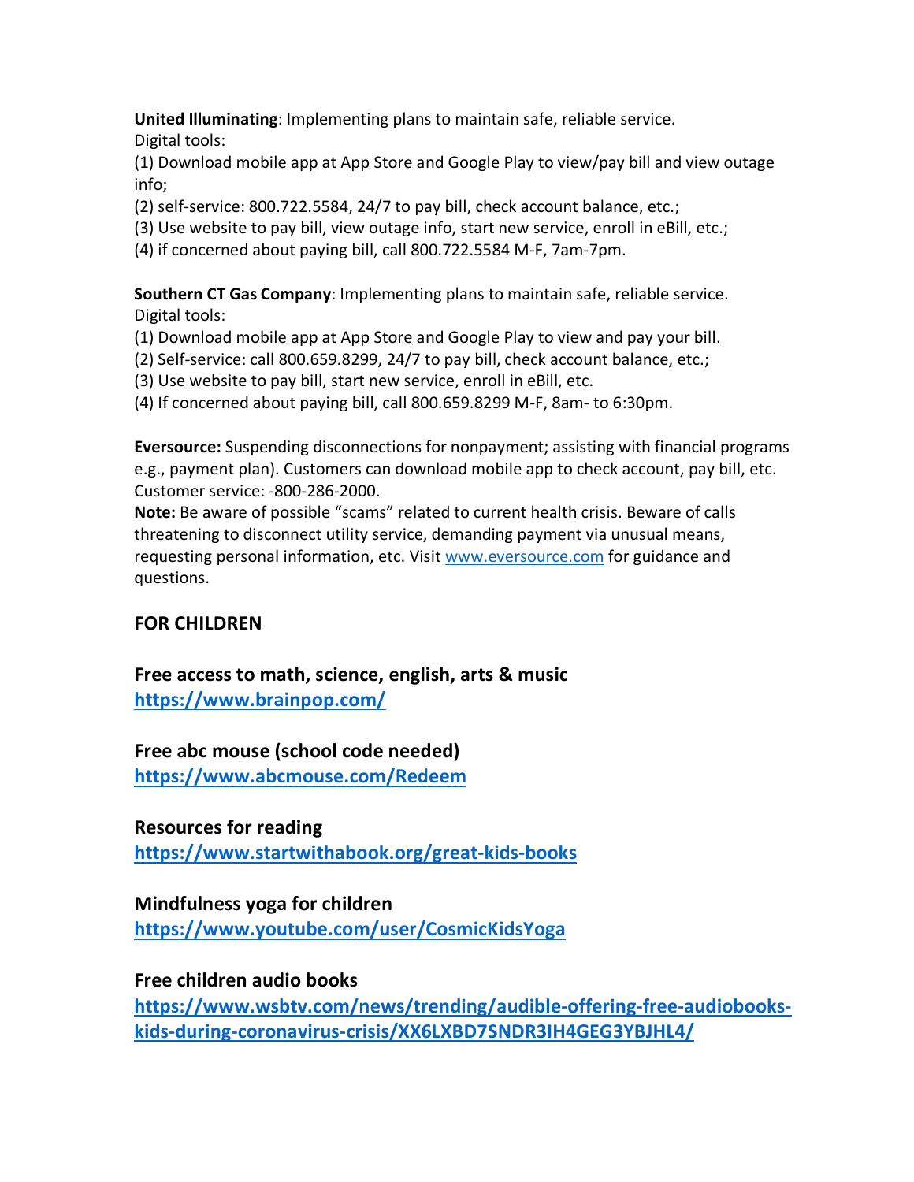**United Illuminating**: Implementing plans to maintain safe, reliable service.
Digital tools:
(1) Download mobile app at App Store and Google Play to view/pay bill and view outage info;
(2) self-service: 800.722.5584, 24/7 to pay bill, check account balance, etc.;
(3) Use website to pay bill, view outage info, start new service, enroll in eBill, etc.;
(4) if concerned about paying bill, call 800.722.5584 M-F, 7am-7pm.

**Southern CT Gas Company**: Implementing plans to maintain safe, reliable service.
Digital tools:
(1) Download mobile app at App Store and Google Play to view and pay your bill.
(2) Self-service: call 800.659.8299, 24/7 to pay bill, check account balance, etc.;
(3) Use website to pay bill, start new service, enroll in eBill, etc.
(4) If concerned about paying bill, call 800.659.8299 M-F, 8am- to 6:30pm.

**Eversource:** Suspending disconnections for nonpayment; assisting with financial programs e.g., payment plan). Customers can download mobile app to check account, pay bill, etc. Customer service: -800-286-2000.
**Note:** Be aware of possible "scams" related to current health crisis. Beware of calls threatening to disconnect utility service, demanding payment via unusual means, requesting personal information, etc. Visit [www.eversource.com](http://www.eversource.com) for guidance and questions.

## FOR CHILDREN

**Free access to math, science, english, arts & music**
**[https://www.brainpop.com/](https://www.brainpop.com/)**

**Free abc mouse (school code needed)**
**[https://www.abcmouse.com/Redeem](https://www.abcmouse.com/Redeem)**

**Resources for reading**
**[https://www.startwithabook.org/great-kids-books](https://www.startwithabook.org/great-kids-books)**

**Mindfulness yoga for children**
**[https://www.youtube.com/user/CosmicKidsYoga](https://www.youtube.com/user/CosmicKidsYoga)**

**Free children audio books**
**[https://www.wsbtv.com/news/trending/audible-offering-free-audiobooks-kids-during-coronavirus-crisis/XX6LXBD7SNDR3IH4GEG3YBJHL4/](https://www.wsbtv.com/news/trending/audible-offering-free-audiobooks-kids-during-coronavirus-crisis/XX6LXBD7SNDR3IH4GEG3YBJHL4/)**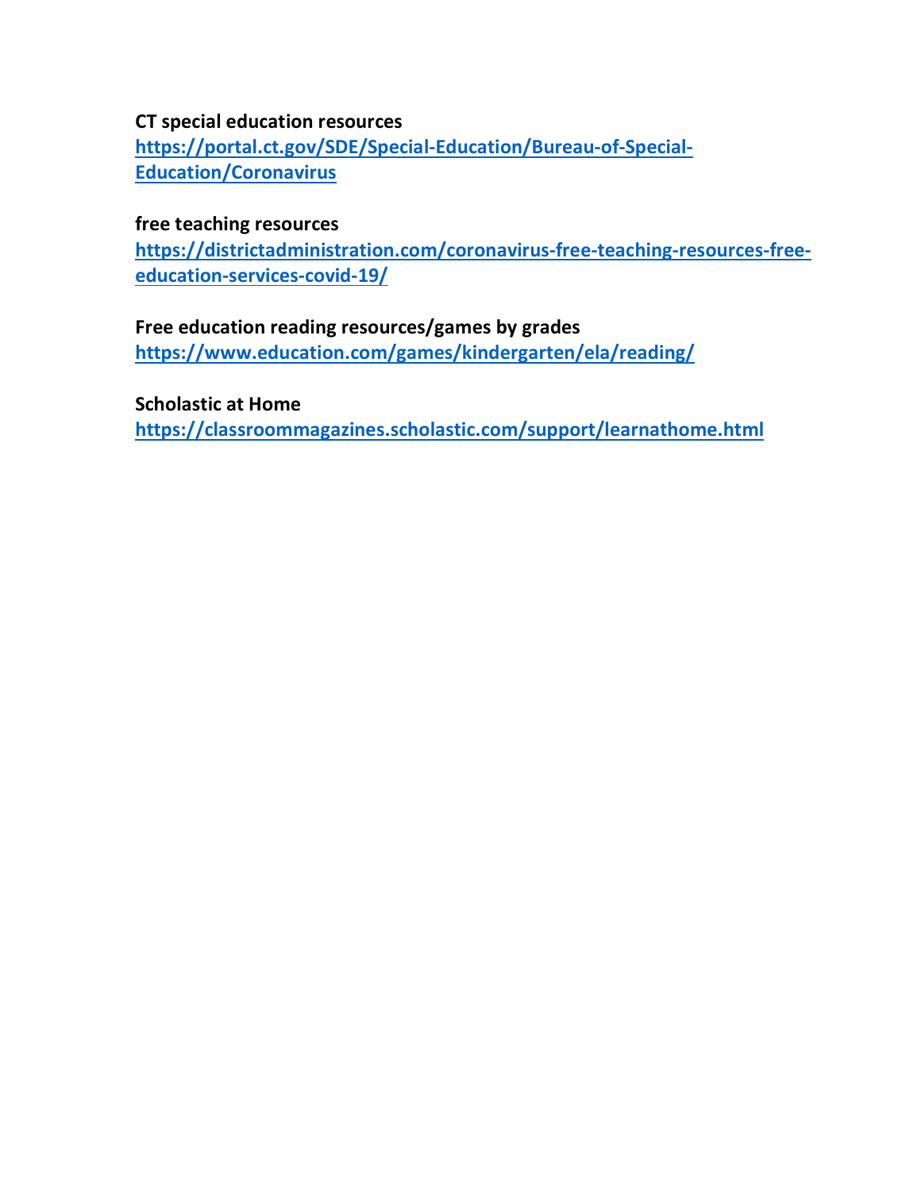**CT special education resources**
[https://portal.ct.gov/SDE/Special-Education/Bureau-of-Special-Education/Coronavirus](https://portal.ct.gov/SDE/Special-Education/Bureau-of-Special-Education/Coronavirus)

**free teaching resources**
[https://districtadministration.com/coronavirus-free-teaching-resources-free-education-services-covid-19/](https://districtadministration.com/coronavirus-free-teaching-resources-free-education-services-covid-19/)

**Free education reading resources/games by grades**
[https://www.education.com/games/kindergarten/ela/reading/](https://www.education.com/games/kindergarten/ela/reading/)

**Scholastic at Home**
[https://classroommagazines.scholastic.com/support/learnathome.html](https://classroommagazines.scholastic.com/support/learnathome.html)